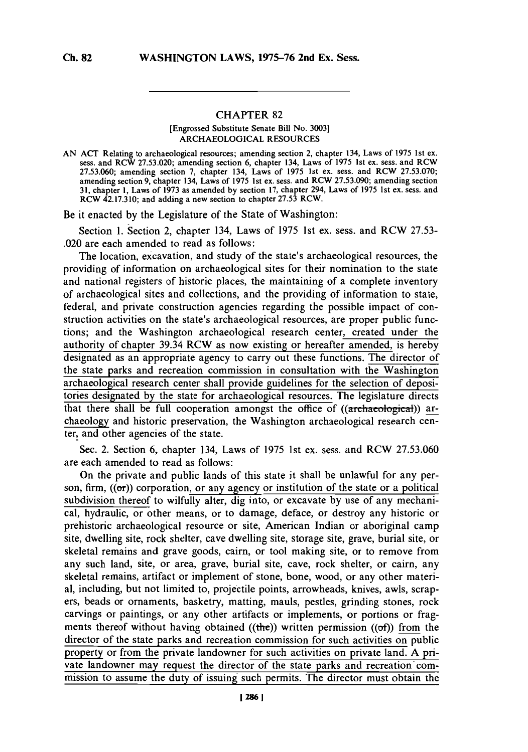## CHAPTER 82

[Engrossed Substitute Senate Bill No. 3003]

ARCHAEOLOGICAL RESOURCES

AN ACT Relating to archaeological resources; amending section 2, chapter 134, Laws of 1975 1st ex. sess. and RCW 27.53.020; amending section 6, chapter 134, Laws of 1975 1st ex. sess. and RCW 27.53.060; amending section 7, chapter 134, Laws of 1975 1st ex. sess. and RCW 27.53.070; amending section 9, chapter 134, Laws of 1975 1st ex. sess. and RCW 27.53.090; amending section 31, chapter 1, Laws of 1973 as amended by section 17, chapter 294, Laws of 1975 1st ex. sess. and RCW 42.17.310; and adding a new section to chapter 27.53 RCW.

Be it enacted by the Legislature of the State of Washington:

Section 1. Section 2, chapter 134, Laws of 1975 1st ex. sess. and RCW 27.53-.020 are each amended to read as follows:

The location, excavation, and study of the state's archaeological resources, the providing of information on archaeological sites for their nomination to the state and national registers of historic places, the maintaining of a complete inventory of archaeological sites and collections, and the providing of information to state, federal, and private construction agencies regarding the possible impact of construction activities on the state's archaeological resources, are proper public functions; and the Washington archaeological research center, created under the authority of chapter 39.34 RCW as now existing or hereafter amended, is hereby designated as an appropriate agency to carry out these functions. The director of the state parks and recreation commission in consultation with the Washington archaeological research center shall provide guidelines for the selection of depositories designated by the state for archaeological resources. The legislature directs that there shall be full cooperation amongst the office of ((~~archaeological~~)) archaeology and historic preservation, the Washington archaeological research center, and other agencies of the state.

Sec. 2. Section 6, chapter 134, Laws of 1975 1st ex. sess. and RCW 27.53.060 are each amended to read as follows:

On the private and public lands of this state it shall be unlawful for any person, firm, ((~~or~~)) corporation, or any agency or institution of the state or a political subdivision thereof to wilfully alter, dig into, or excavate by use of any mechanical, hydraulic, or other means, or to damage, deface, or destroy any historic or prehistoric archaeological resource or site, American Indian or aboriginal camp site, dwelling site, rock shelter, cave dwelling site, storage site, grave, burial site, or skeletal remains and grave goods, cairn, or tool making site, or to remove from any such land, site, or area, grave, burial site, cave, rock shelter, or cairn, any skeletal remains, artifact or implement of stone, bone, wood, or any other material, including, but not limited to, projectile points, arrowheads, knives, awls, scrapers, beads or ornaments, basketry, matting, mauls, pestles, grinding stones, rock carvings or paintings, or any other artifacts or implements, or portions or fragments thereof without having obtained ((~~the~~)) written permission ((~~of~~)) from the director of the state parks and recreation commission for such activities on public property or from the private landowner for such activities on private land. A private landowner may request the director of the state parks and recreation commission to assume the duty of issuing such permits. The director must obtain the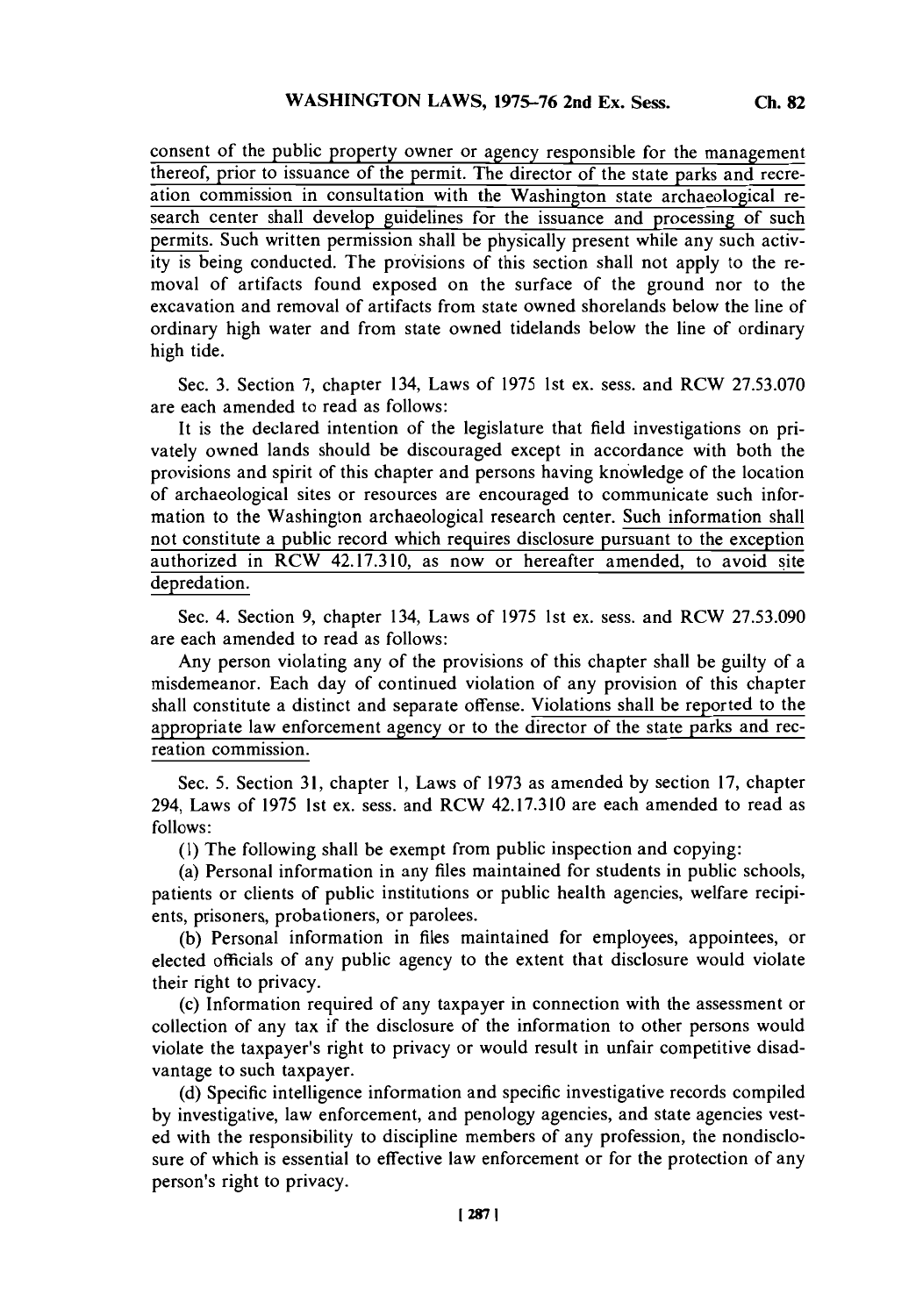consent of the public property owner or agency responsible for the management thereof, prior to issuance of the permit. The director of the state parks and recreation commission in consultation with the Washington state archaeological research center shall develop guidelines for the issuance and processing of such permits. Such written permission shall be physically present while any such activity is being conducted. The provisions of this section shall not apply to the removal of artifacts found exposed on the surface of the ground nor to the excavation and removal of artifacts from state owned shorelands below the line of ordinary high water and from state owned tidelands below the line of ordinary high tide.

Sec. 3. Section 7, chapter 134, Laws of 1975 1st ex. sess. and RCW 27.53.070 are each amended to read as follows:

It is the declared intention of the legislature that field investigations on privately owned lands should be discouraged except in accordance with both the provisions and spirit of this chapter and persons having knowledge of the location of archaeological sites or resources are encouraged to communicate such information to the Washington archaeological research center. Such information shall not constitute a public record which requires disclosure pursuant to the exception authorized in RCW 42.17.310, as now or hereafter amended, to avoid site depredation.

Sec. 4. Section 9, chapter 134, Laws of 1975 1st ex. sess. and RCW 27.53.090 are each amended to read as follows:

Any person violating any of the provisions of this chapter shall be guilty of a misdemeanor. Each day of continued violation of any provision of this chapter shall constitute a distinct and separate offense. Violations shall be reported to the appropriate law enforcement agency or to the director of the state parks and recreation commission.

Sec. 5. Section 31, chapter 1, Laws of 1973 as amended by section 17, chapter 294, Laws of 1975 1st ex. sess. and RCW 42.17.310 are each amended to read as follows:

(1) The following shall be exempt from public inspection and copying:

(a) Personal information in any files maintained for students in public schools, patients or clients of public institutions or public health agencies, welfare recipients, prisoners, probationers, or parolees.

(b) Personal information in files maintained for employees, appointees, or elected officials of any public agency to the extent that disclosure would violate their right to privacy.

(c) Information required of any taxpayer in connection with the assessment or collection of any tax if the disclosure of the information to other persons would violate the taxpayer's right to privacy or would result in unfair competitive disadvantage to such taxpayer.

(d) Specific intelligence information and specific investigative records compiled by investigative, law enforcement, and penology agencies, and state agencies vested with the responsibility to discipline members of any profession, the nondisclosure of which is essential to effective law enforcement or for the protection of any person's right to privacy.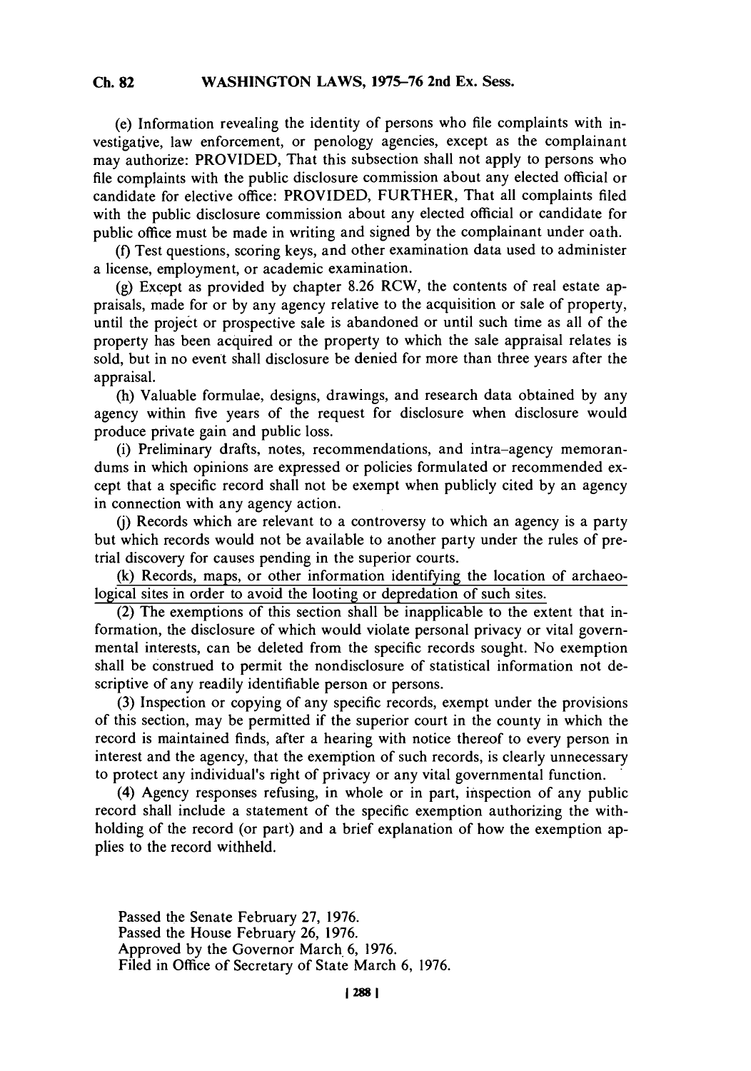(e) Information revealing the identity of persons who file complaints with investigative, law enforcement, or penology agencies, except as the complainant may authorize: PROVIDED, That this subsection shall not apply to persons who file complaints with the public disclosure commission about any elected official or candidate for elective office: PROVIDED, FURTHER, That all complaints filed with the public disclosure commission about any elected official or candidate for public office must be made in writing and signed by the complainant under oath.

(f) Test questions, scoring keys, and other examination data used to administer a license, employment, or academic examination.

(g) Except as provided by chapter 8.26 RCW, the contents of real estate appraisals, made for or by any agency relative to the acquisition or sale of property, until the project or prospective sale is abandoned or until such time as all of the property has been acquired or the property to which the sale appraisal relates is sold, but in no event shall disclosure be denied for more than three years after the appraisal.

(h) Valuable formulae, designs, drawings, and research data obtained by any agency within five years of the request for disclosure when disclosure would produce private gain and public loss.

(i) Preliminary drafts, notes, recommendations, and intra-agency memorandums in which opinions are expressed or policies formulated or recommended except that a specific record shall not be exempt when publicly cited by an agency in connection with any agency action.

(j) Records which are relevant to a controversy to which an agency is a party but which records would not be available to another party under the rules of pretrial discovery for causes pending in the superior courts.

<u>(k) Records, maps, or other information identifying the location of archaeological sites in order to avoid the looting or depredation of such sites.</u>

(2) The exemptions of this section shall be inapplicable to the extent that information, the disclosure of which would violate personal privacy or vital governmental interests, can be deleted from the specific records sought. No exemption shall be construed to permit the nondisclosure of statistical information not descriptive of any readily identifiable person or persons.

(3) Inspection or copying of any specific records, exempt under the provisions of this section, may be permitted if the superior court in the county in which the record is maintained finds, after a hearing with notice thereof to every person in interest and the agency, that the exemption of such records, is clearly unnecessary to protect any individual's right of privacy or any vital governmental function.

(4) Agency responses refusing, in whole or in part, inspection of any public record shall include a statement of the specific exemption authorizing the withholding of the record (or part) and a brief explanation of how the exemption applies to the record withheld.

Passed the Senate February 27, 1976.
Passed the House February 26, 1976.
Approved by the Governor March 6, 1976.
Filed in Office of Secretary of State March 6, 1976.